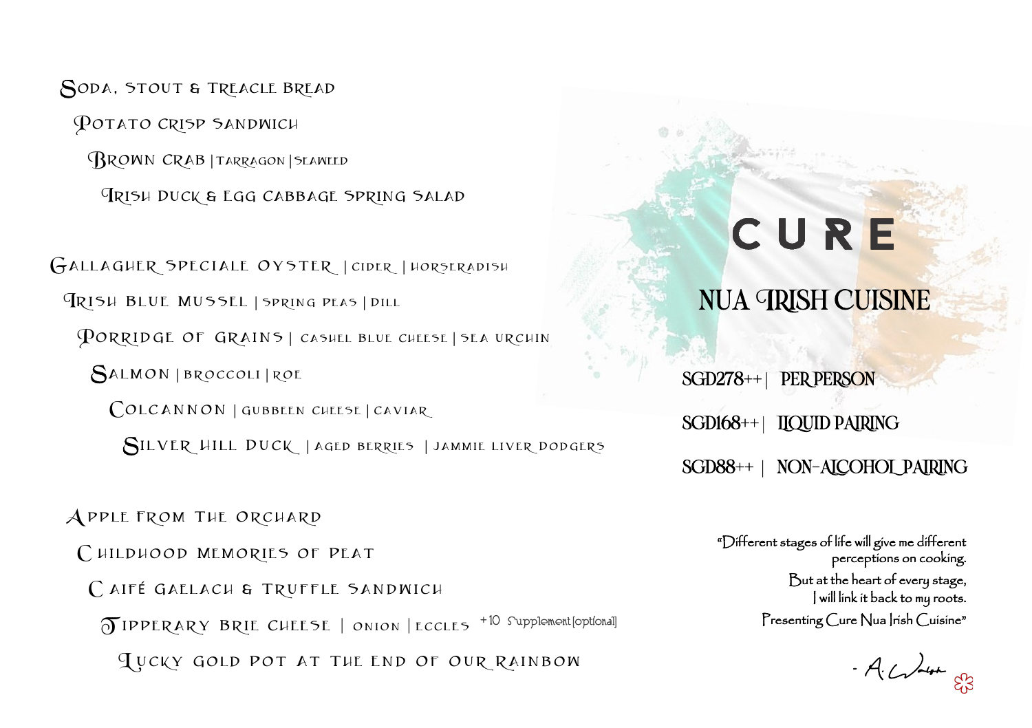Soda, Stout & Treacle Bread

Potato Crisp Sandwich

Brown Crab | Tarragon | Seaweed

Irish Duck & Egg Cabbage Spring Salad

Gallagher Speciale Oyster | Cider | Horseradish

Irish Blue Mussel | Spring Peas | Dill

Porridge of Grains | Cashel Blue Cheese | Sea Urchin

Salmon | Broccoli | Roe

Colcannon | Gubbeen Cheese | Caviar

Silver Hill Duck | Aged Berries | Jammie Liver Dodgers

Apple from The Orchard

Childhood Memories of Peat

Caifé Gaelach & Truffle Sandwich

Tipperary Brie Cheese | Onion | Eccles +10 Supplement [optional]

Lucky Gold Pot at The End of Our Rainbow

# CURE

## NUA IRISH CUISINE

SGD278++ | PER PERSON

SGD168++ | LIQUID PAIRING

SGD88++ | NON-ALCOHOL PAIRING

"Different stages of life will give me different perceptions on cooking.
But at the heart of every stage,
I will link it back to my roots.
Presenting Cure Nua Irish Cuisine"

- A. Walsh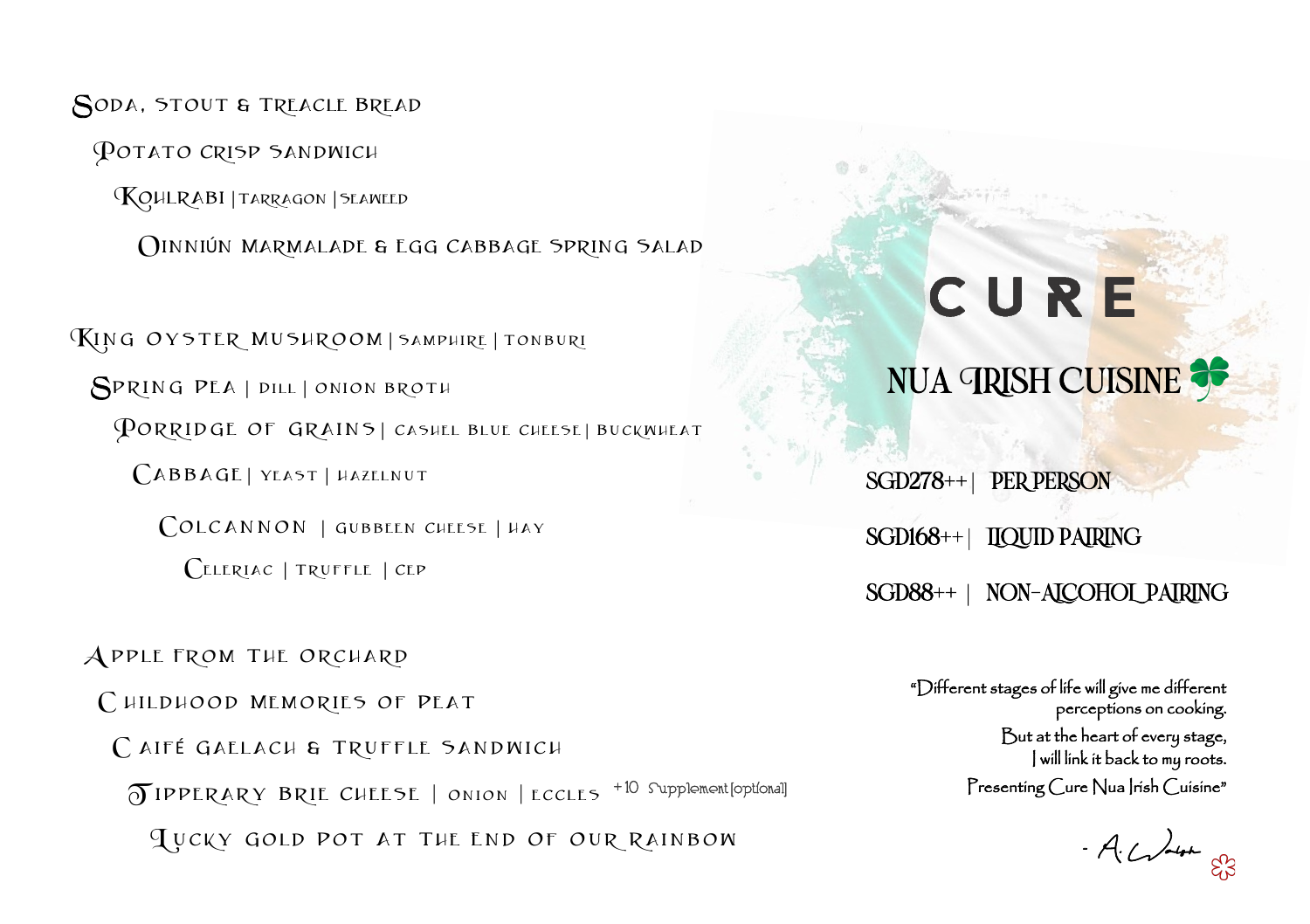Soda, Stout & Treacle Bread

Potato Crisp Sandwich

Kohlrabi | Tarragon | Seaweed

Oinniún Marmalade & Egg Cabbage Spring Salad

King Oyster Mushroom | Samphire | Tonburi

Spring Pea | Dill | Onion Broth

Porridge of Grains | Cashel Blue Cheese | Buckwheat

Cabbage | Yeast | Hazelnut

Colcannon | Gubbeen Cheese | Hay

Celeriac | Truffle | Cep

Apple from the Orchard

Childhood Memories of Peat

Caifé Gaelach & Truffle Sandwich

Tipperary Brie Cheese | Onion | Eccles +10 Supplement [optional]

Lucky Gold Pot at the End of our Rainbow

# CURE

## NUA IRISH CUISINE

SGD278++ | PER PERSON

SGD168++ | LIQUID PAIRING

SGD88++ | NON-ALCOHOL PAIRING

"Different stages of life will give me different perceptions on cooking.

But at the heart of every stage, I will link it back to my roots.

Presenting Cure Nua Irish Cuisine"

- A. Walsh